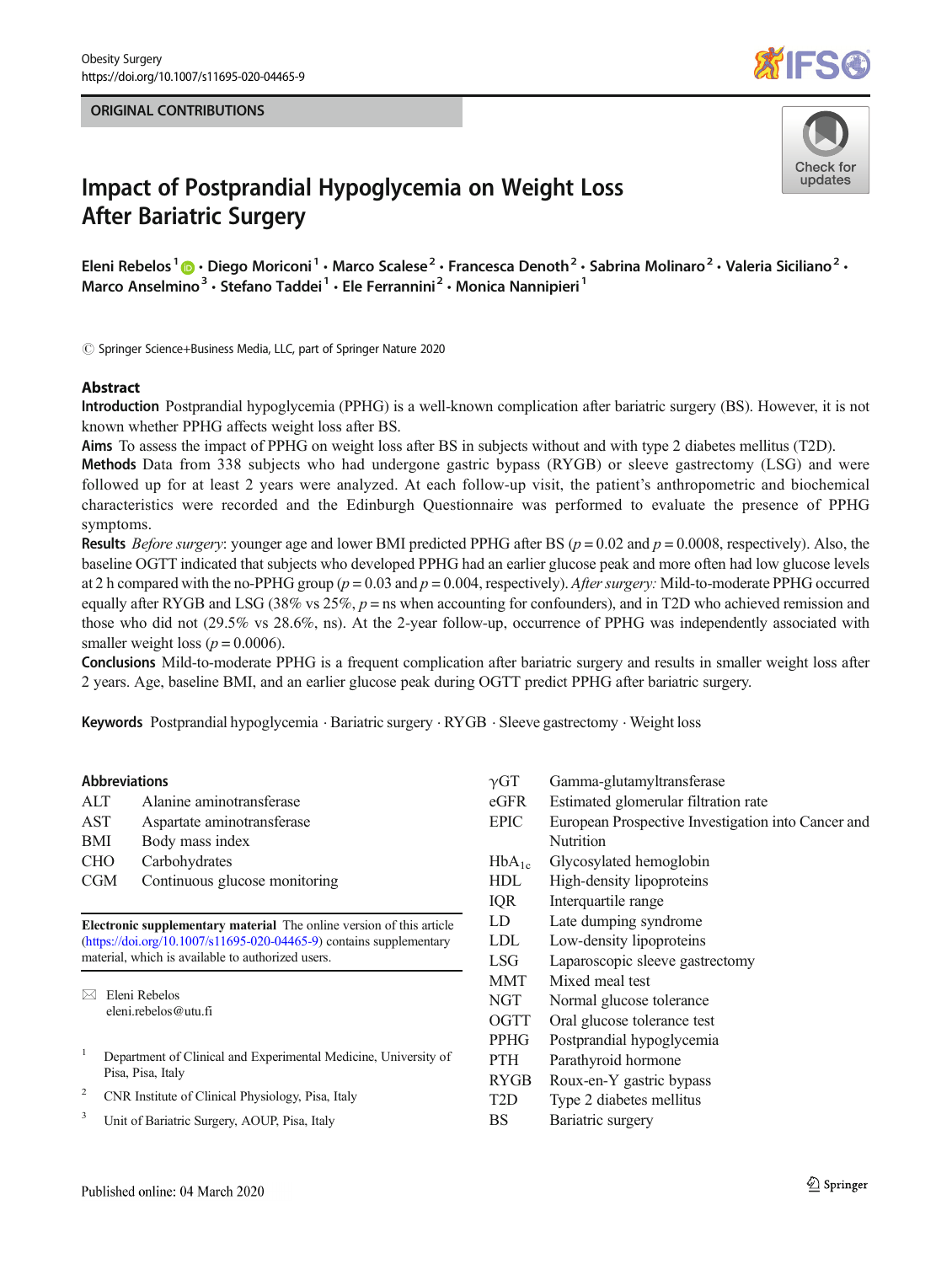ORIGINAL CONTRIBUTIONS

# Impact of Postprandial Hypoglycemia on Weight Loss After Bariatric Surgery

Eleni Rebelos[1] · Diego Moriconi[1] · Marco Scalese[2] · Francesca Denoth[2] · Sabrina Molinaro[2] · Valeria Siciliano[2] · Marco Anselmino[3] · Stefano Taddei[1] · Ele Ferrannini[2] · Monica Nannipieri[1]

© Springer Science+Business Media, LLC, part of Springer Nature 2020

## Abstract

**Introduction** Postprandial hypoglycemia (PPHG) is a well-known complication after bariatric surgery (BS). However, it is not known whether PPHG affects weight loss after BS.

**Aims** To assess the impact of PPHG on weight loss after BS in subjects without and with type 2 diabetes mellitus (T2D).

**Methods** Data from 338 subjects who had undergone gastric bypass (RYGB) or sleeve gastrectomy (LSG) and were followed up for at least 2 years were analyzed. At each follow-up visit, the patient's anthropometric and biochemical characteristics were recorded and the Edinburgh Questionnaire was performed to evaluate the presence of PPHG symptoms.

**Results** *Before surgery*: younger age and lower BMI predicted PPHG after BS ($p = 0.02$ and $p = 0.0008$, respectively). Also, the baseline OGTT indicated that subjects who developed PPHG had an earlier glucose peak and more often had low glucose levels at 2 h compared with the no-PPHG group ($p = 0.03$ and $p = 0.004$, respectively). *After surgery:* Mild-to-moderate PPHG occurred equally after RYGB and LSG (38% vs 25%, $p$ = ns when accounting for confounders), and in T2D who achieved remission and those who did not (29.5% vs 28.6%, ns). At the 2-year follow-up, occurrence of PPHG was independently associated with smaller weight loss ($p = 0.0006$).

**Conclusions** Mild-to-moderate PPHG is a frequent complication after bariatric surgery and results in smaller weight loss after 2 years. Age, baseline BMI, and an earlier glucose peak during OGTT predict PPHG after bariatric surgery.

**Keywords** Postprandial hypoglycemia · Bariatric surgery · RYGB · Sleeve gastrectomy · Weight loss

## Abbreviations

| | |
|---|---|
| ALT | Alanine aminotransferase |
| AST | Aspartate aminotransferase |
| BMI | Body mass index |
| CHO | Carbohydrates |
| CGM | Continuous glucose monitoring |
| γGT | Gamma-glutamyltransferase |
| eGFR | Estimated glomerular filtration rate |
| EPIC | European Prospective Investigation into Cancer and Nutrition |
| $HbA_{1c}$ | Glycosylated hemoglobin |
| HDL | High-density lipoproteins |
| IQR | Interquartile range |
| LD | Late dumping syndrome |
| LDL | Low-density lipoproteins |
| LSG | Laparoscopic sleeve gastrectomy |
| MMT | Mixed meal test |
| NGT | Normal glucose tolerance |
| OGTT | Oral glucose tolerance test |
| PPHG | Postprandial hypoglycemia |
| PTH | Parathyroid hormone |
| RYGB | Roux-en-Y gastric bypass |
| T2D | Type 2 diabetes mellitus |
| BS | Bariatric surgery |

**Electronic supplementary material** The online version of this article (https://doi.org/10.1007/s11695-020-04465-9) contains supplementary material, which is available to authorized users.

✉ Eleni Rebelos
eleni.rebelos@utu.fi

[1] Department of Clinical and Experimental Medicine, University of Pisa, Pisa, Italy

[2] CNR Institute of Clinical Physiology, Pisa, Italy

[3] Unit of Bariatric Surgery, AOUP, Pisa, Italy

Published online: 04 March 2020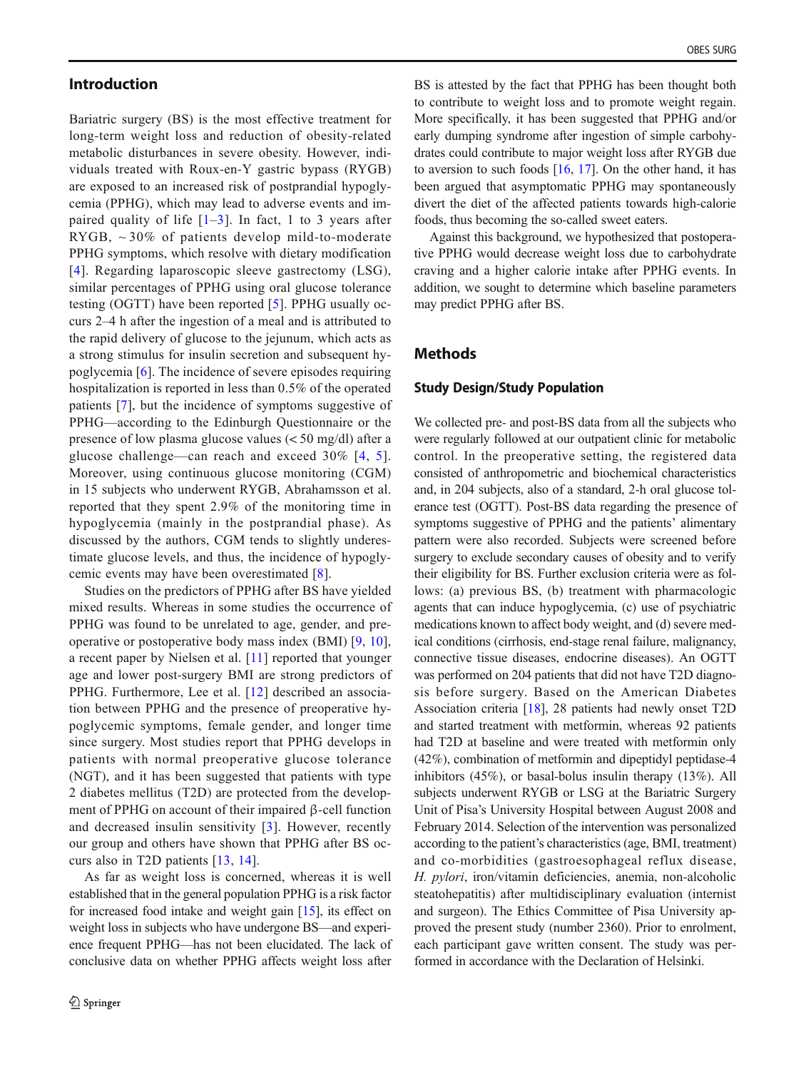## Introduction

Bariatric surgery (BS) is the most effective treatment for long-term weight loss and reduction of obesity-related metabolic disturbances in severe obesity. However, individuals treated with Roux-en-Y gastric bypass (RYGB) are exposed to an increased risk of postprandial hypoglycemia (PPHG), which may lead to adverse events and impaired quality of life [1–3]. In fact, 1 to 3 years after RYGB, ~30% of patients develop mild-to-moderate PPHG symptoms, which resolve with dietary modification [4]. Regarding laparoscopic sleeve gastrectomy (LSG), similar percentages of PPHG using oral glucose tolerance testing (OGTT) have been reported [5]. PPHG usually occurs 2–4 h after the ingestion of a meal and is attributed to the rapid delivery of glucose to the jejunum, which acts as a strong stimulus for insulin secretion and subsequent hypoglycemia [6]. The incidence of severe episodes requiring hospitalization is reported in less than 0.5% of the operated patients [7], but the incidence of symptoms suggestive of PPHG—according to the Edinburgh Questionnaire or the presence of low plasma glucose values (< 50 mg/dl) after a glucose challenge—can reach and exceed 30% [4, 5]. Moreover, using continuous glucose monitoring (CGM) in 15 subjects who underwent RYGB, Abrahamsson et al. reported that they spent 2.9% of the monitoring time in hypoglycemia (mainly in the postprandial phase). As discussed by the authors, CGM tends to slightly underestimate glucose levels, and thus, the incidence of hypoglycemic events may have been overestimated [8].

Studies on the predictors of PPHG after BS have yielded mixed results. Whereas in some studies the occurrence of PPHG was found to be unrelated to age, gender, and preoperative or postoperative body mass index (BMI) [9, 10], a recent paper by Nielsen et al. [11] reported that younger age and lower post-surgery BMI are strong predictors of PPHG. Furthermore, Lee et al. [12] described an association between PPHG and the presence of preoperative hypoglycemic symptoms, female gender, and longer time since surgery. Most studies report that PPHG develops in patients with normal preoperative glucose tolerance (NGT), and it has been suggested that patients with type 2 diabetes mellitus (T2D) are protected from the development of PPHG on account of their impaired β-cell function and decreased insulin sensitivity [3]. However, recently our group and others have shown that PPHG after BS occurs also in T2D patients [13, 14].

As far as weight loss is concerned, whereas it is well established that in the general population PPHG is a risk factor for increased food intake and weight gain [15], its effect on weight loss in subjects who have undergone BS—and experience frequent PPHG—has not been elucidated. The lack of conclusive data on whether PPHG affects weight loss after BS is attested by the fact that PPHG has been thought both to contribute to weight loss and to promote weight regain. More specifically, it has been suggested that PPHG and/or early dumping syndrome after ingestion of simple carbohydrates could contribute to major weight loss after RYGB due to aversion to such foods [16, 17]. On the other hand, it has been argued that asymptomatic PPHG may spontaneously divert the diet of the affected patients towards high-calorie foods, thus becoming the so-called sweet eaters.

Against this background, we hypothesized that postoperative PPHG would decrease weight loss due to carbohydrate craving and a higher calorie intake after PPHG events. In addition, we sought to determine which baseline parameters may predict PPHG after BS.

## Methods

### Study Design/Study Population

We collected pre- and post-BS data from all the subjects who were regularly followed at our outpatient clinic for metabolic control. In the preoperative setting, the registered data consisted of anthropometric and biochemical characteristics and, in 204 subjects, also of a standard, 2-h oral glucose tolerance test (OGTT). Post-BS data regarding the presence of symptoms suggestive of PPHG and the patients' alimentary pattern were also recorded. Subjects were screened before surgery to exclude secondary causes of obesity and to verify their eligibility for BS. Further exclusion criteria were as follows: (a) previous BS, (b) treatment with pharmacologic agents that can induce hypoglycemia, (c) use of psychiatric medications known to affect body weight, and (d) severe medical conditions (cirrhosis, end-stage renal failure, malignancy, connective tissue diseases, endocrine diseases). An OGTT was performed on 204 patients that did not have T2D diagnosis before surgery. Based on the American Diabetes Association criteria [18], 28 patients had newly onset T2D and started treatment with metformin, whereas 92 patients had T2D at baseline and were treated with metformin only (42%), combination of metformin and dipeptidyl peptidase-4 inhibitors (45%), or basal-bolus insulin therapy (13%). All subjects underwent RYGB or LSG at the Bariatric Surgery Unit of Pisa's University Hospital between August 2008 and February 2014. Selection of the intervention was personalized according to the patient's characteristics (age, BMI, treatment) and co-morbidities (gastroesophageal reflux disease, *H. pylori*, iron/vitamin deficiencies, anemia, non-alcoholic steatohepatitis) after multidisciplinary evaluation (internist and surgeon). The Ethics Committee of Pisa University approved the present study (number 2360). Prior to enrolment, each participant gave written consent. The study was performed in accordance with the Declaration of Helsinki.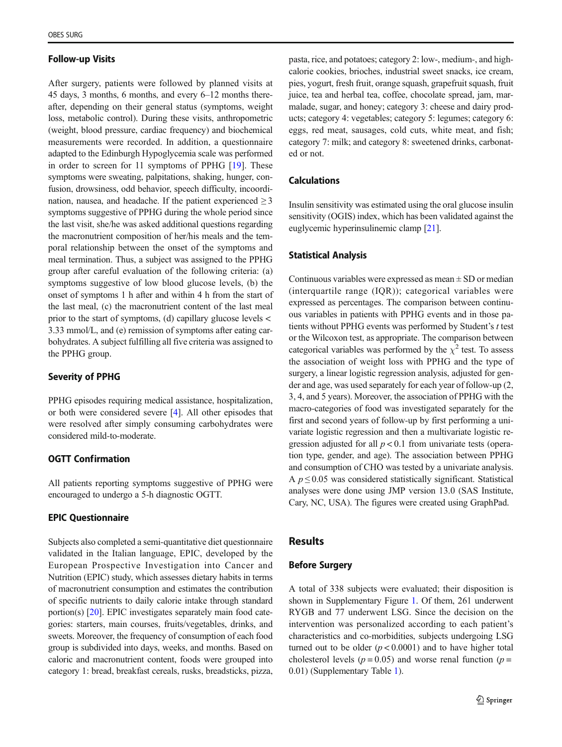### Follow-up Visits

After surgery, patients were followed by planned visits at 45 days, 3 months, 6 months, and every 6–12 months thereafter, depending on their general status (symptoms, weight loss, metabolic control). During these visits, anthropometric (weight, blood pressure, cardiac frequency) and biochemical measurements were recorded. In addition, a questionnaire adapted to the Edinburgh Hypoglycemia scale was performed in order to screen for 11 symptoms of PPHG [19]. These symptoms were sweating, palpitations, shaking, hunger, confusion, drowsiness, odd behavior, speech difficulty, incoordination, nausea, and headache. If the patient experienced $\geq 3$ symptoms suggestive of PPHG during the whole period since the last visit, she/he was asked additional questions regarding the macronutrient composition of her/his meals and the temporal relationship between the onset of the symptoms and meal termination. Thus, a subject was assigned to the PPHG group after careful evaluation of the following criteria: (a) symptoms suggestive of low blood glucose levels, (b) the onset of symptoms 1 h after and within 4 h from the start of the last meal, (c) the macronutrient content of the last meal prior to the start of symptoms, (d) capillary glucose levels < 3.33 mmol/L, and (e) remission of symptoms after eating carbohydrates. A subject fulfilling all five criteria was assigned to the PPHG group.

### Severity of PPHG

PPHG episodes requiring medical assistance, hospitalization, or both were considered severe [4]. All other episodes that were resolved after simply consuming carbohydrates were considered mild-to-moderate.

### OGTT Confirmation

All patients reporting symptoms suggestive of PPHG were encouraged to undergo a 5-h diagnostic OGTT.

### EPIC Questionnaire

Subjects also completed a semi-quantitative diet questionnaire validated in the Italian language, EPIC, developed by the European Prospective Investigation into Cancer and Nutrition (EPIC) study, which assesses dietary habits in terms of macronutrient consumption and estimates the contribution of specific nutrients to daily calorie intake through standard portion(s) [20]. EPIC investigates separately main food categories: starters, main courses, fruits/vegetables, drinks, and sweets. Moreover, the frequency of consumption of each food group is subdivided into days, weeks, and months. Based on caloric and macronutrient content, foods were grouped into category 1: bread, breakfast cereals, rusks, breadsticks, pizza, pasta, rice, and potatoes; category 2: low-, medium-, and high-calorie cookies, brioches, industrial sweet snacks, ice cream, pies, yogurt, fresh fruit, orange squash, grapefruit squash, fruit juice, tea and herbal tea, coffee, chocolate spread, jam, marmalade, sugar, and honey; category 3: cheese and dairy products; category 4: vegetables; category 5: legumes; category 6: eggs, red meat, sausages, cold cuts, white meat, and fish; category 7: milk; and category 8: sweetened drinks, carbonated or not.

### Calculations

Insulin sensitivity was estimated using the oral glucose insulin sensitivity (OGIS) index, which has been validated against the euglycemic hyperinsulinemic clamp [21].

### Statistical Analysis

Continuous variables were expressed as mean ± SD or median (interquartile range (IQR)); categorical variables were expressed as percentages. The comparison between continuous variables in patients with PPHG events and in those patients without PPHG events was performed by Student's *t* test or the Wilcoxon test, as appropriate. The comparison between categorical variables was performed by the $\chi^2$ test. To assess the association of weight loss with PPHG and the type of surgery, a linear logistic regression analysis, adjusted for gender and age, was used separately for each year of follow-up (2, 3, 4, and 5 years). Moreover, the association of PPHG with the macro-categories of food was investigated separately for the first and second years of follow-up by first performing a univariate logistic regression and then a multivariate logistic regression adjusted for all $p < 0.1$ from univariate tests (operation type, gender, and age). The association between PPHG and consumption of CHO was tested by a univariate analysis. A $p \leq 0.05$ was considered statistically significant. Statistical analyses were done using JMP version 13.0 (SAS Institute, Cary, NC, USA). The figures were created using GraphPad.

## Results

### Before Surgery

A total of 338 subjects were evaluated; their disposition is shown in Supplementary Figure 1. Of them, 261 underwent RYGB and 77 underwent LSG. Since the decision on the intervention was personalized according to each patient's characteristics and co-morbidities, subjects undergoing LSG turned out to be older ($p < 0.0001$) and to have higher total cholesterol levels ($p = 0.05$) and worse renal function ($p = 0.01$) (Supplementary Table 1).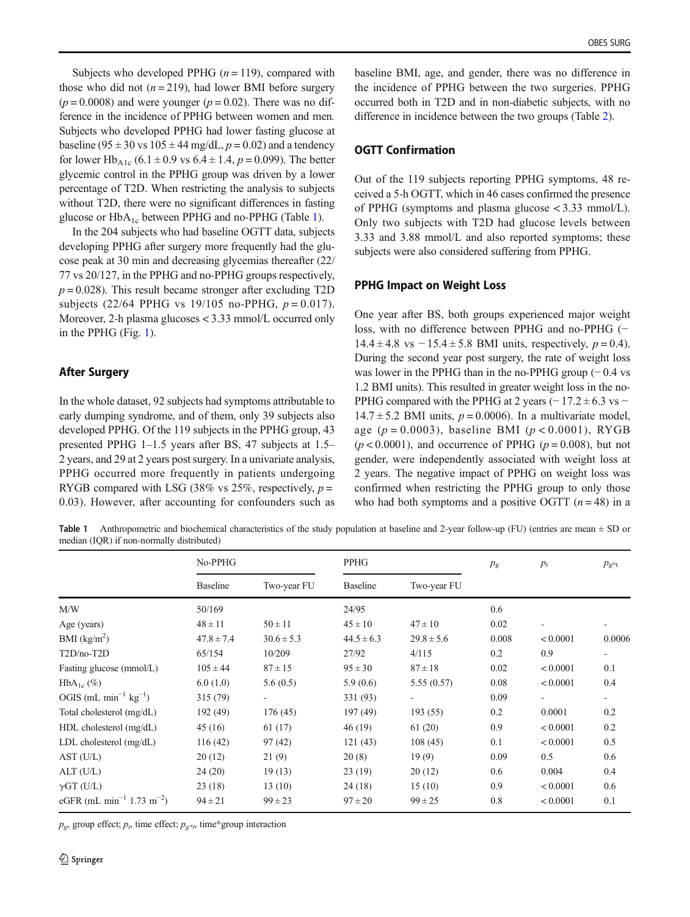Subjects who developed PPHG ($n = 119$), compared with those who did not ($n = 219$), had lower BMI before surgery ($p = 0.0008$) and were younger ($p = 0.02$). There was no difference in the incidence of PPHG between women and men. Subjects who developed PPHG had lower fasting glucose at baseline ($95 \pm 30$ vs $105 \pm 44$ mg/dL, $p = 0.02$) and a tendency for lower $HbA_{1c}$ ($6.1 \pm 0.9$ vs $6.4 \pm 1.4$, $p = 0.099$). The better glycemic control in the PPHG group was driven by a lower percentage of T2D. When restricting the analysis to subjects without T2D, there were no significant differences in fasting glucose or $HbA_{1c}$ between PPHG and no-PPHG (Table 1).

In the 204 subjects who had baseline OGTT data, subjects developing PPHG after surgery more frequently had the glucose peak at 30 min and decreasing glycemias thereafter (22/77 vs 20/127, in the PPHG and no-PPHG groups respectively, $p = 0.028$). This result became stronger after excluding T2D subjects (22/64 PPHG vs 19/105 no-PPHG, $p = 0.017$). Moreover, 2-h plasma glucoses < 3.33 mmol/L occurred only in the PPHG (Fig. 1).

### After Surgery

In the whole dataset, 92 subjects had symptoms attributable to early dumping syndrome, and of them, only 39 subjects also developed PPHG. Of the 119 subjects in the PPHG group, 43 presented PPHG 1–1.5 years after BS, 47 subjects at 1.5–2 years, and 29 at 2 years post surgery. In a univariate analysis, PPHG occurred more frequently in patients undergoing RYGB compared with LSG (38% vs 25%, respectively, $p = 0.03$). However, after accounting for confounders such as baseline BMI, age, and gender, there was no difference in the incidence of PPHG between the two surgeries. PPHG occurred both in T2D and in non-diabetic subjects, with no difference in incidence between the two groups (Table 2).

### OGTT Confirmation

Out of the 119 subjects reporting PPHG symptoms, 48 received a 5-h OGTT, which in 46 cases confirmed the presence of PPHG (symptoms and plasma glucose < 3.33 mmol/L). Only two subjects with T2D had glucose levels between 3.33 and 3.88 mmol/L and also reported symptoms; these subjects were also considered suffering from PPHG.

### PPHG Impact on Weight Loss

One year after BS, both groups experienced major weight loss, with no difference between PPHG and no-PPHG ($-14.4 \pm 4.8$ vs $-15.4 \pm 5.8$ BMI units, respectively, $p = 0.4$). During the second year post surgery, the rate of weight loss was lower in the PPHG than in the no-PPHG group ($-0.4$ vs 1.2 BMI units). This resulted in greater weight loss in the no-PPHG compared with the PPHG at 2 years ($-17.2 \pm 6.3$ vs $-14.7 \pm 5.2$ BMI units, $p = 0.0006$). In a multivariate model, age ($p = 0.0003$), baseline BMI ($p < 0.0001$), RYGB ($p < 0.0001$), and occurrence of PPHG ($p = 0.008$), but not gender, were independently associated with weight loss at 2 years. The negative impact of PPHG on weight loss was confirmed when restricting the PPHG group to only those who had both symptoms and a positive OGTT ($n = 48$) in a

**Table 1** Anthropometric and biochemical characteristics of the study population at baseline and 2-year follow-up (FU) (entries are mean ± SD or median (IQR) if non-normally distributed)

| | No-PPHG | | PPHG | | $p_g$ | $p_t$ | $p_{g*t}$ |
|---|---|---|---|---|---|---|---|
| | Baseline | Two-year FU | Baseline | Two-year FU | | | |
| M/W | 50/169 | | 24/95 | | 0.6 | | |
| Age (years) | 48 ± 11 | 50 ± 11 | 45 ± 10 | 47 ± 10 | 0.02 | - | - |
| BMI (kg/m$^2$) | 47.8 ± 7.4 | 30.6 ± 5.3 | 44.5 ± 6.3 | 29.8 ± 5.6 | 0.008 | < 0.0001 | 0.0006 |
| T2D/no-T2D | 65/154 | 10/209 | 27/92 | 4/115 | 0.2 | 0.9 | - |
| Fasting glucose (mmol/L) | 105 ± 44 | 87 ± 15 | 95 ± 30 | 87 ± 18 | 0.02 | < 0.0001 | 0.1 |
| $HbA_{1c}$ (%) | 6.0 (1.0) | 5.6 (0.5) | 5.9 (0.6) | 5.55 (0.57) | 0.08 | < 0.0001 | 0.4 |
| OGIS (mL min$^{-1}$ kg$^{-1}$) | 315 (79) | - | 331 (93) | - | 0.09 | - | - |
| Total cholesterol (mg/dL) | 192 (49) | 176 (45) | 197 (49) | 193 (55) | 0.2 | 0.0001 | 0.2 |
| HDL cholesterol (mg/dL) | 45 (16) | 61 (17) | 46 (19) | 61 (20) | 0.9 | < 0.0001 | 0.2 |
| LDL cholesterol (mg/dL) | 116 (42) | 97 (42) | 121 (43) | 108 (45) | 0.1 | < 0.0001 | 0.5 |
| AST (U/L) | 20 (12) | 21 (9) | 20 (8) | 19 (9) | 0.09 | 0.5 | 0.6 |
| ALT (U/L) | 24 (20) | 19 (13) | 23 (19) | 20 (12) | 0.6 | 0.004 | 0.4 |
| γGT (U/L) | 23 (18) | 13 (10) | 24 (18) | 15 (10) | 0.9 | < 0.0001 | 0.6 |
| eGFR (mL min$^{-1}$ 1.73 m$^{-2}$) | 94 ± 21 | 99 ± 23 | 97 ± 20 | 99 ± 25 | 0.8 | < 0.0001 | 0.1 |

$p_g$, group effect; $p_t$, time effect; $p_{g*t}$, time*group interaction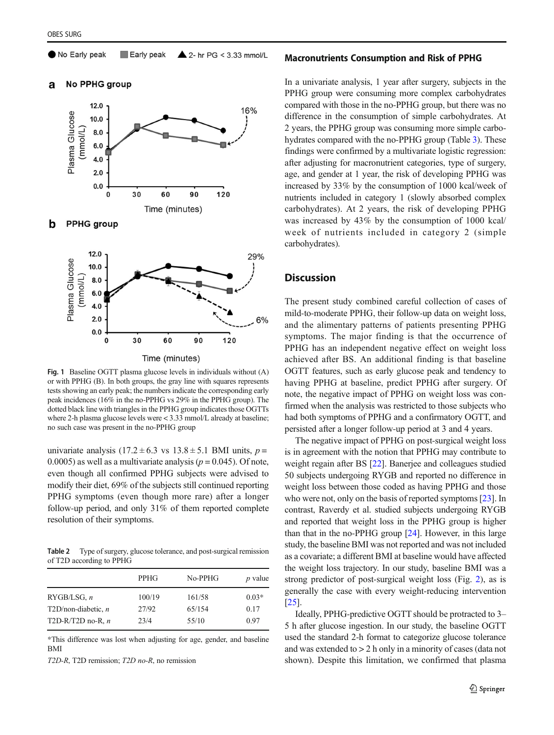Fig. 1 Baseline OGTT plasma glucose levels in individuals without (A) or with PPHG (B). In both groups, the gray line with squares represents tests showing an early peak; the numbers indicate the corresponding early peak incidences (16% in the no-PPHG vs 29% in the PPHG group). The dotted black line with triangles in the PPHG group indicates those OGTTs where 2-h plasma glucose levels were < 3.33 mmol/L already at baseline; no such case was present in the no-PPHG group

univariate analysis (17.2 ± 6.3 vs 13.8 ± 5.1 BMI units, $p = 0.0005$) as well as a multivariate analysis ($p = 0.045$). Of note, even though all confirmed PPHG subjects were advised to modify their diet, 69% of the subjects still continued reporting PPHG symptoms (even though more rare) after a longer follow-up period, and only 31% of them reported complete resolution of their symptoms.

Table 2 Type of surgery, glucose tolerance, and post-surgical remission of T2D according to PPHG

| | PPHG | No-PPHG | *p* value |
|---|---|---|---|
| RYGB/LSG, *n* | 100/19 | 161/58 | 0.03* |
| T2D/non-diabetic, *n* | 27/92 | 65/154 | 0.17 |
| T2D-R/T2D no-R, *n* | 23/4 | 55/10 | 0.97 |

*This difference was lost when adjusting for age, gender, and baseline BMI

*T2D-R*, T2D remission; *T2D no-R*, no remission

### Macronutrients Consumption and Risk of PPHG

In a univariate analysis, 1 year after surgery, subjects in the PPHG group were consuming more complex carbohydrates compared with those in the no-PPHG group, but there was no difference in the consumption of simple carbohydrates. At 2 years, the PPHG group was consuming more simple carbohydrates compared with the no-PPHG group (Table 3). These findings were confirmed by a multivariate logistic regression: after adjusting for macronutrient categories, type of surgery, age, and gender at 1 year, the risk of developing PPHG was increased by 33% by the consumption of 1000 kcal/week of nutrients included in category 1 (slowly absorbed complex carbohydrates). At 2 years, the risk of developing PPHG was increased by 43% by the consumption of 1000 kcal/week of nutrients included in category 2 (simple carbohydrates).

## Discussion

The present study combined careful collection of cases of mild-to-moderate PPHG, their follow-up data on weight loss, and the alimentary patterns of patients presenting PPHG symptoms. The major finding is that the occurrence of PPHG has an independent negative effect on weight loss achieved after BS. An additional finding is that baseline OGTT features, such as early glucose peak and tendency to having PPHG at baseline, predict PPHG after surgery. Of note, the negative impact of PPHG on weight loss was confirmed when the analysis was restricted to those subjects who had both symptoms of PPHG and a confirmatory OGTT, and persisted after a longer follow-up period at 3 and 4 years.

The negative impact of PPHG on post-surgical weight loss is in agreement with the notion that PPHG may contribute to weight regain after BS [22]. Banerjee and colleagues studied 50 subjects undergoing RYGB and reported no difference in weight loss between those coded as having PPHG and those who were not, only on the basis of reported symptoms [23]. In contrast, Raverdy et al. studied subjects undergoing RYGB and reported that weight loss in the PPHG group is higher than that in the no-PPHG group [24]. However, in this large study, the baseline BMI was not reported and was not included as a covariate; a different BMI at baseline would have affected the weight loss trajectory. In our study, baseline BMI was a strong predictor of post-surgical weight loss (Fig. 2), as is generally the case with every weight-reducing intervention [25].

Ideally, PPHG-predictive OGTT should be protracted to 3–5 h after glucose ingestion. In our study, the baseline OGTT used the standard 2-h format to categorize glucose tolerance and was extended to > 2 h only in a minority of cases (data not shown). Despite this limitation, we confirmed that plasma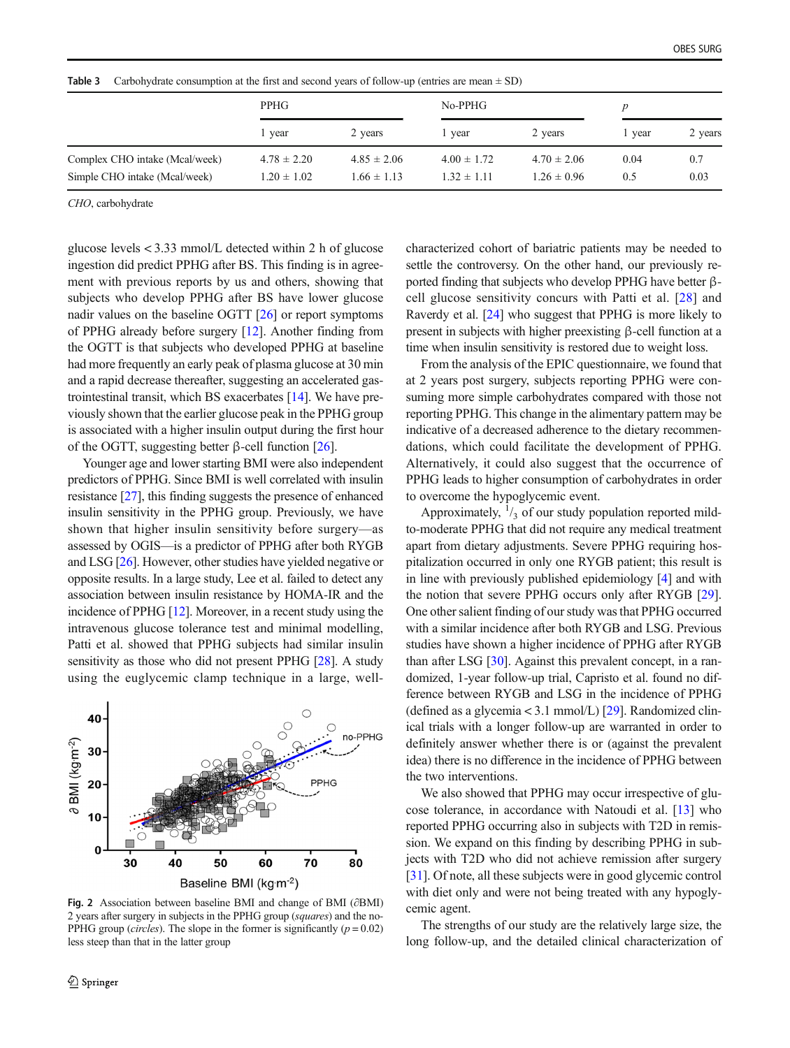**Table 3** Carbohydrate consumption at the first and second years of follow-up (entries are mean ± SD)

| | PPHG | | No-PPHG | | *p* | |
|---|---|---|---|---|---|---|
| | 1 year | 2 years | 1 year | 2 years | 1 year | 2 years |
| Complex CHO intake (Mcal/week) | 4.78 ± 2.20 | 4.85 ± 2.06 | 4.00 ± 1.72 | 4.70 ± 2.06 | 0.04 | 0.7 |
| Simple CHO intake (Mcal/week) | 1.20 ± 1.02 | 1.66 ± 1.13 | 1.32 ± 1.11 | 1.26 ± 0.96 | 0.5 | 0.03 |

*CHO*, carbohydrate

glucose levels < 3.33 mmol/L detected within 2 h of glucose ingestion did predict PPHG after BS. This finding is in agreement with previous reports by us and others, showing that subjects who develop PPHG after BS have lower glucose nadir values on the baseline OGTT [26] or report symptoms of PPHG already before surgery [12]. Another finding from the OGTT is that subjects who developed PPHG at baseline had more frequently an early peak of plasma glucose at 30 min and a rapid decrease thereafter, suggesting an accelerated gastrointestinal transit, which BS exacerbates [14]. We have previously shown that the earlier glucose peak in the PPHG group is associated with a higher insulin output during the first hour of the OGTT, suggesting better β-cell function [26].

Younger age and lower starting BMI were also independent predictors of PPHG. Since BMI is well correlated with insulin resistance [27], this finding suggests the presence of enhanced insulin sensitivity in the PPHG group. Previously, we have shown that higher insulin sensitivity before surgery—as assessed by OGIS—is a predictor of PPHG after both RYGB and LSG [26]. However, other studies have yielded negative or opposite results. In a large study, Lee et al. failed to detect any association between insulin resistance by HOMA-IR and the incidence of PPHG [12]. Moreover, in a recent study using the intravenous glucose tolerance test and minimal modelling, Patti et al. showed that PPHG subjects had similar insulin sensitivity as those who did not present PPHG [28]. A study using the euglycemic clamp technique in a large, well-characterized cohort of bariatric patients may be needed to settle the controversy. On the other hand, our previously reported finding that subjects who develop PPHG have better β-cell glucose sensitivity concurs with Patti et al. [28] and Raverdy et al. [24] who suggest that PPHG is more likely to present in subjects with higher preexisting β-cell function at a time when insulin sensitivity is restored due to weight loss.

**Fig. 2** Association between baseline BMI and change of BMI (∂BMI) 2 years after surgery in subjects in the PPHG group (*squares*) and the no-PPHG group (*circles*). The slope in the former is significantly ($p = 0.02$) less steep than that in the latter group

From the analysis of the EPIC questionnaire, we found that at 2 years post surgery, subjects reporting PPHG were consuming more simple carbohydrates compared with those not reporting PPHG. This change in the alimentary pattern may be indicative of a decreased adherence to the dietary recommendations, which could facilitate the development of PPHG. Alternatively, it could also suggest that the occurrence of PPHG leads to higher consumption of carbohydrates in order to overcome the hypoglycemic event.

Approximately, $^{1}/_{3}$ of our study population reported mild-to-moderate PPHG that did not require any medical treatment apart from dietary adjustments. Severe PPHG requiring hospitalization occurred in only one RYGB patient; this result is in line with previously published epidemiology [4] and with the notion that severe PPHG occurs only after RYGB [29]. One other salient finding of our study was that PPHG occurred with a similar incidence after both RYGB and LSG. Previous studies have shown a higher incidence of PPHG after RYGB than after LSG [30]. Against this prevalent concept, in a randomized, 1-year follow-up trial, Capristo et al. found no difference between RYGB and LSG in the incidence of PPHG (defined as a glycemia < 3.1 mmol/L) [29]. Randomized clinical trials with a longer follow-up are warranted in order to definitely answer whether there is or (against the prevalent idea) there is no difference in the incidence of PPHG between the two interventions.

We also showed that PPHG may occur irrespective of glucose tolerance, in accordance with Natoudi et al. [13] who reported PPHG occurring also in subjects with T2D in remission. We expand on this finding by describing PPHG in subjects with T2D who did not achieve remission after surgery [31]. Of note, all these subjects were in good glycemic control with diet only and were not being treated with any hypoglycemic agent.

The strengths of our study are the relatively large size, the long follow-up, and the detailed clinical characterization of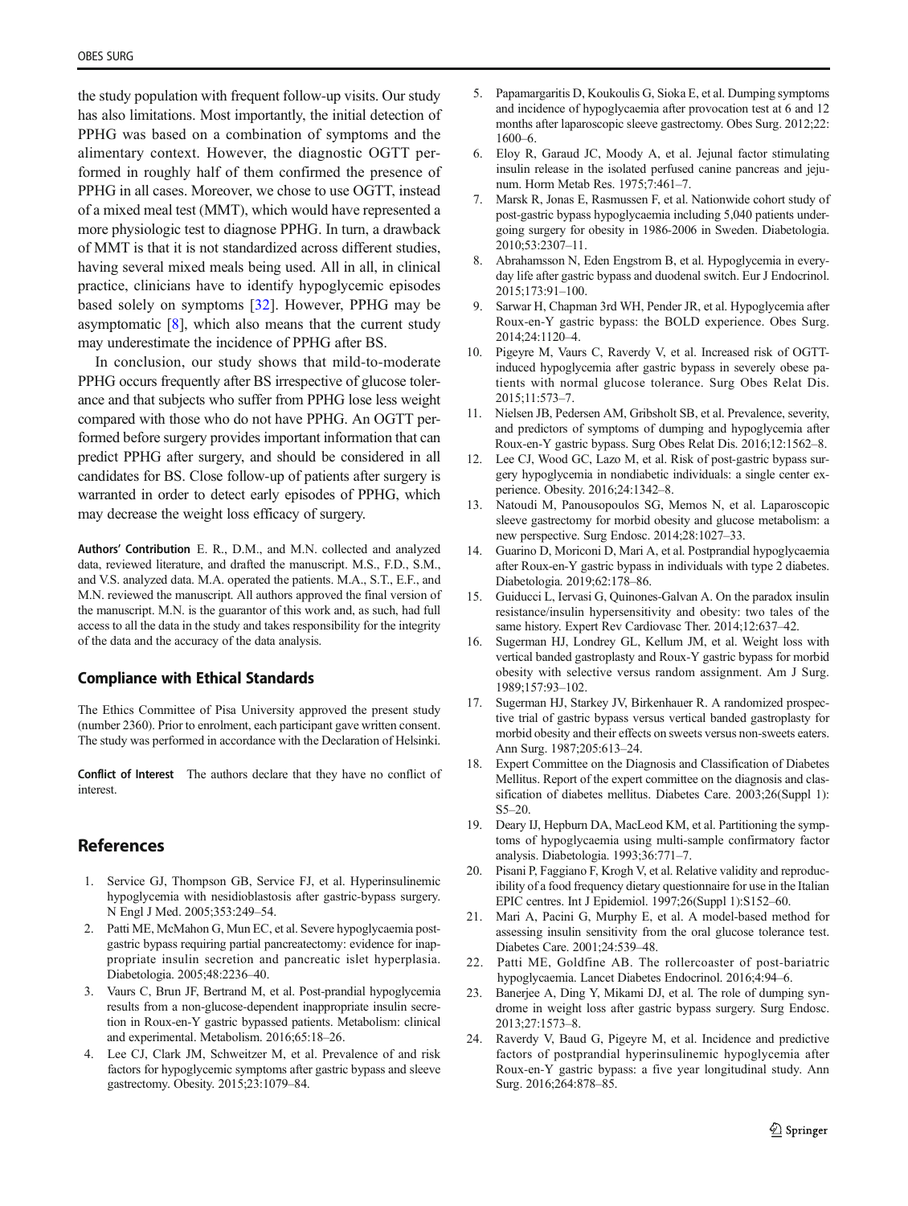the study population with frequent follow-up visits. Our study has also limitations. Most importantly, the initial detection of PPHG was based on a combination of symptoms and the alimentary context. However, the diagnostic OGTT performed in roughly half of them confirmed the presence of PPHG in all cases. Moreover, we chose to use OGTT, instead of a mixed meal test (MMT), which would have represented a more physiologic test to diagnose PPHG. In turn, a drawback of MMT is that it is not standardized across different studies, having several mixed meals being used. All in all, in clinical practice, clinicians have to identify hypoglycemic episodes based solely on symptoms [32]. However, PPHG may be asymptomatic [8], which also means that the current study may underestimate the incidence of PPHG after BS.

In conclusion, our study shows that mild-to-moderate PPHG occurs frequently after BS irrespective of glucose tolerance and that subjects who suffer from PPHG lose less weight compared with those who do not have PPHG. An OGTT performed before surgery provides important information that can predict PPHG after surgery, and should be considered in all candidates for BS. Close follow-up of patients after surgery is warranted in order to detect early episodes of PPHG, which may decrease the weight loss efficacy of surgery.

**Authors' Contribution** E. R., D.M., and M.N. collected and analyzed data, reviewed literature, and drafted the manuscript. M.S., F.D., S.M., and V.S. analyzed data. M.A. operated the patients. M.A., S.T., E.F., and M.N. reviewed the manuscript. All authors approved the final version of the manuscript. M.N. is the guarantor of this work and, as such, had full access to all the data in the study and takes responsibility for the integrity of the data and the accuracy of the data analysis.

## Compliance with Ethical Standards

The Ethics Committee of Pisa University approved the present study (number 2360). Prior to enrolment, each participant gave written consent. The study was performed in accordance with the Declaration of Helsinki.

**Conflict of Interest** The authors declare that they have no conflict of interest.

## References

1. Service GJ, Thompson GB, Service FJ, et al. Hyperinsulinemic hypoglycemia with nesidioblastosis after gastric-bypass surgery. N Engl J Med. 2005;353:249–54.
2. Patti ME, McMahon G, Mun EC, et al. Severe hypoglycaemia post-gastric bypass requiring partial pancreatectomy: evidence for inappropriate insulin secretion and pancreatic islet hyperplasia. Diabetologia. 2005;48:2236–40.
3. Vaurs C, Brun JF, Bertrand M, et al. Post-prandial hypoglycemia results from a non-glucose-dependent inappropriate insulin secretion in Roux-en-Y gastric bypassed patients. Metabolism: clinical and experimental. Metabolism. 2016;65:18–26.
4. Lee CJ, Clark JM, Schweitzer M, et al. Prevalence of and risk factors for hypoglycemic symptoms after gastric bypass and sleeve gastrectomy. Obesity. 2015;23:1079–84.
5. Papamargaritis D, Koukoulis G, Sioka E, et al. Dumping symptoms and incidence of hypoglycaemia after provocation test at 6 and 12 months after laparoscopic sleeve gastrectomy. Obes Surg. 2012;22:1600–6.
6. Eloy R, Garaud JC, Moody A, et al. Jejunal factor stimulating insulin release in the isolated perfused canine pancreas and jejunum. Horm Metab Res. 1975;7:461–7.
7. Marsk R, Jonas E, Rasmussen F, et al. Nationwide cohort study of post-gastric bypass hypoglycaemia including 5,040 patients undergoing surgery for obesity in 1986-2006 in Sweden. Diabetologia. 2010;53:2307–11.
8. Abrahamsson N, Eden Engstrom B, et al. Hypoglycemia in everyday life after gastric bypass and duodenal switch. Eur J Endocrinol. 2015;173:91–100.
9. Sarwar H, Chapman 3rd WH, Pender JR, et al. Hypoglycemia after Roux-en-Y gastric bypass: the BOLD experience. Obes Surg. 2014;24:1120–4.
10. Pigeyre M, Vaurs C, Raverdy V, et al. Increased risk of OGTT-induced hypoglycemia after gastric bypass in severely obese patients with normal glucose tolerance. Surg Obes Relat Dis. 2015;11:573–7.
11. Nielsen JB, Pedersen AM, Gribsholt SB, et al. Prevalence, severity, and predictors of symptoms of dumping and hypoglycemia after Roux-en-Y gastric bypass. Surg Obes Relat Dis. 2016;12:1562–8.
12. Lee CJ, Wood GC, Lazo M, et al. Risk of post-gastric bypass surgery hypoglycemia in nondiabetic individuals: a single center experience. Obesity. 2016;24:1342–8.
13. Natoudi M, Panousopoulos SG, Memos N, et al. Laparoscopic sleeve gastrectomy for morbid obesity and glucose metabolism: a new perspective. Surg Endosc. 2014;28:1027–33.
14. Guarino D, Moriconi D, Mari A, et al. Postprandial hypoglycaemia after Roux-en-Y gastric bypass in individuals with type 2 diabetes. Diabetologia. 2019;62:178–86.
15. Guiducci L, Iervasi G, Quinones-Galvan A. On the paradox insulin resistance/insulin hypersensitivity and obesity: two tales of the same history. Expert Rev Cardiovasc Ther. 2014;12:637–42.
16. Sugerman HJ, Londrey GL, Kellum JM, et al. Weight loss with vertical banded gastroplasty and Roux-Y gastric bypass for morbid obesity with selective versus random assignment. Am J Surg. 1989;157:93–102.
17. Sugerman HJ, Starkey JV, Birkenhauer R. A randomized prospective trial of gastric bypass versus vertical banded gastroplasty for morbid obesity and their effects on sweets versus non-sweets eaters. Ann Surg. 1987;205:613–24.
18. Expert Committee on the Diagnosis and Classification of Diabetes Mellitus. Report of the expert committee on the diagnosis and classification of diabetes mellitus. Diabetes Care. 2003;26(Suppl 1):S5–20.
19. Deary IJ, Hepburn DA, MacLeod KM, et al. Partitioning the symptoms of hypoglycaemia using multi-sample confirmatory factor analysis. Diabetologia. 1993;36:771–7.
20. Pisani P, Faggiano F, Krogh V, et al. Relative validity and reproducibility of a food frequency dietary questionnaire for use in the Italian EPIC centres. Int J Epidemiol. 1997;26(Suppl 1):S152–60.
21. Mari A, Pacini G, Murphy E, et al. A model-based method for assessing insulin sensitivity from the oral glucose tolerance test. Diabetes Care. 2001;24:539–48.
22. Patti ME, Goldfine AB. The rollercoaster of post-bariatric hypoglycaemia. Lancet Diabetes Endocrinol. 2016;4:94–6.
23. Banerjee A, Ding Y, Mikami DJ, et al. The role of dumping syndrome in weight loss after gastric bypass surgery. Surg Endosc. 2013;27:1573–8.
24. Raverdy V, Baud G, Pigeyre M, et al. Incidence and predictive factors of postprandial hyperinsulinemic hypoglycemia after Roux-en-Y gastric bypass: a five year longitudinal study. Ann Surg. 2016;264:878–85.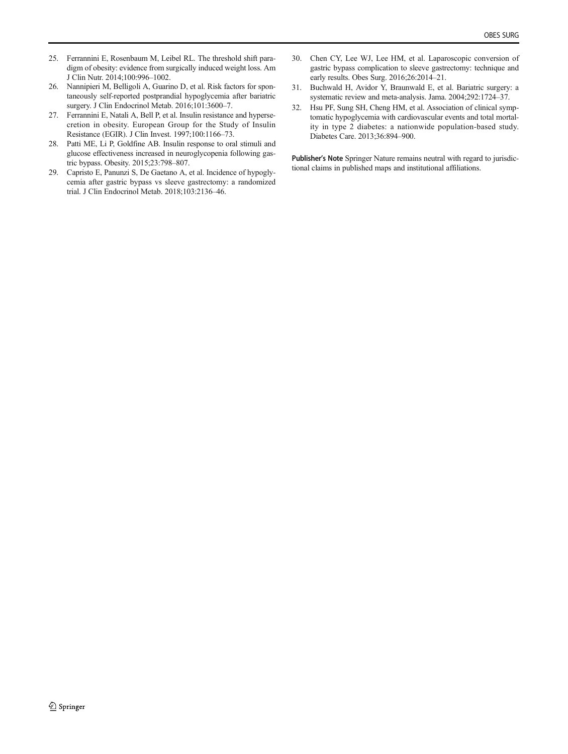25. Ferrannini E, Rosenbaum M, Leibel RL. The threshold shift paradigm of obesity: evidence from surgically induced weight loss. Am J Clin Nutr. 2014;100:996–1002.
26. Nannipieri M, Belligoli A, Guarino D, et al. Risk factors for spontaneously self-reported postprandial hypoglycemia after bariatric surgery. J Clin Endocrinol Metab. 2016;101:3600–7.
27. Ferrannini E, Natali A, Bell P, et al. Insulin resistance and hypersecretion in obesity. European Group for the Study of Insulin Resistance (EGIR). J Clin Invest. 1997;100:1166–73.
28. Patti ME, Li P, Goldfine AB. Insulin response to oral stimuli and glucose effectiveness increased in neuroglycopenia following gastric bypass. Obesity. 2015;23:798–807.
29. Capristo E, Panunzi S, De Gaetano A, et al. Incidence of hypoglycemia after gastric bypass vs sleeve gastrectomy: a randomized trial. J Clin Endocrinol Metab. 2018;103:2136–46.
30. Chen CY, Lee WJ, Lee HM, et al. Laparoscopic conversion of gastric bypass complication to sleeve gastrectomy: technique and early results. Obes Surg. 2016;26:2014–21.
31. Buchwald H, Avidor Y, Braunwald E, et al. Bariatric surgery: a systematic review and meta-analysis. Jama. 2004;292:1724–37.
32. Hsu PF, Sung SH, Cheng HM, et al. Association of clinical symptomatic hypoglycemia with cardiovascular events and total mortality in type 2 diabetes: a nationwide population-based study. Diabetes Care. 2013;36:894–900.

**Publisher's Note** Springer Nature remains neutral with regard to jurisdictional claims in published maps and institutional affiliations.